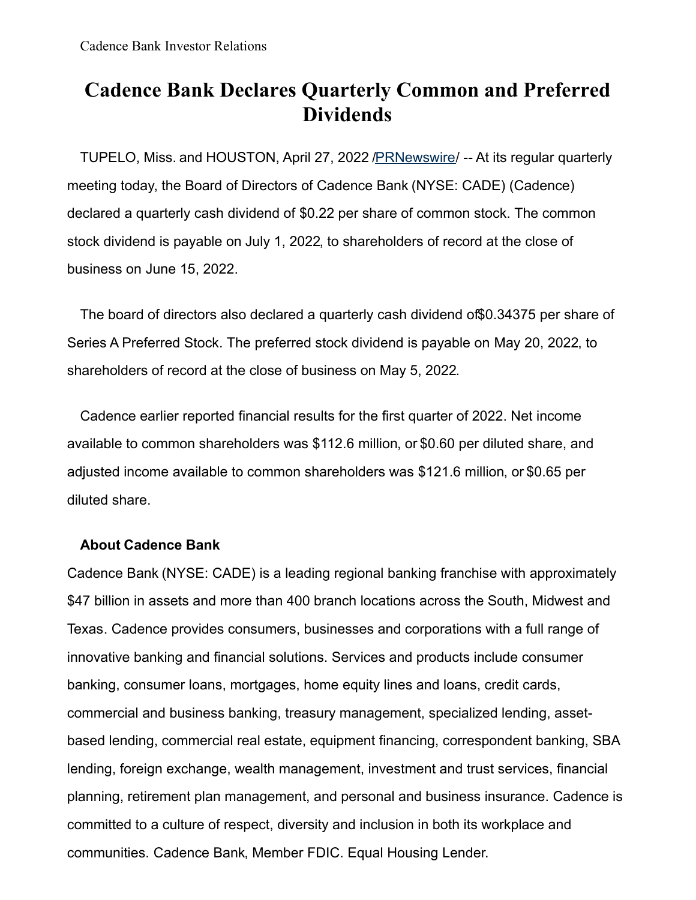Cadence Bank Investor Relations

# Cadence Bank Declares Quarterly Common and Preferred Dividends

TUPELO, Miss. and HOUSTON, April 27, 2022 /PRNewswire/ -- At its regular quarterly meeting today, the Board of Directors of Cadence Bank (NYSE: CADE) (Cadence) declared a quarterly cash dividend of $0.22 per share of common stock. The common stock dividend is payable on July 1, 2022, to shareholders of record at the close of business on June 15, 2022.

The board of directors also declared a quarterly cash dividend of $0.34375 per share of Series A Preferred Stock. The preferred stock dividend is payable on May 20, 2022, to shareholders of record at the close of business on May 5, 2022.

Cadence earlier reported financial results for the first quarter of 2022. Net income available to common shareholders was $112.6 million, or $0.60 per diluted share, and adjusted income available to common shareholders was $121.6 million, or $0.65 per diluted share.

**About Cadence Bank**

Cadence Bank (NYSE: CADE) is a leading regional banking franchise with approximately $47 billion in assets and more than 400 branch locations across the South, Midwest and Texas. Cadence provides consumers, businesses and corporations with a full range of innovative banking and financial solutions. Services and products include consumer banking, consumer loans, mortgages, home equity lines and loans, credit cards, commercial and business banking, treasury management, specialized lending, asset-based lending, commercial real estate, equipment financing, correspondent banking, SBA lending, foreign exchange, wealth management, investment and trust services, financial planning, retirement plan management, and personal and business insurance. Cadence is committed to a culture of respect, diversity and inclusion in both its workplace and communities. Cadence Bank, Member FDIC. Equal Housing Lender.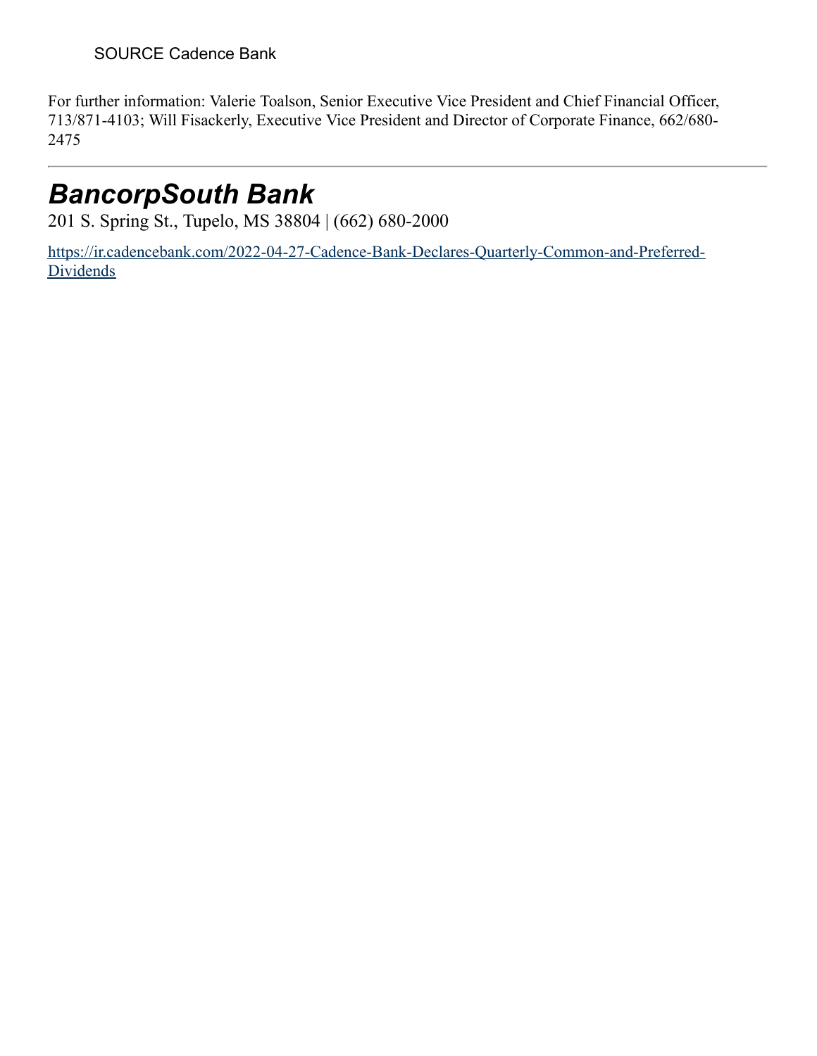SOURCE Cadence Bank

For further information: Valerie Toalson, Senior Executive Vice President and Chief Financial Officer, 713/871-4103; Will Fisackerly, Executive Vice President and Director of Corporate Finance, 662/680-2475

---

# *BancorpSouth Bank*

201 S. Spring St., Tupelo, MS 38804 | (662) 680-2000

https://ir.cadencebank.com/2022-04-27-Cadence-Bank-Declares-Quarterly-Common-and-Preferred-Dividends